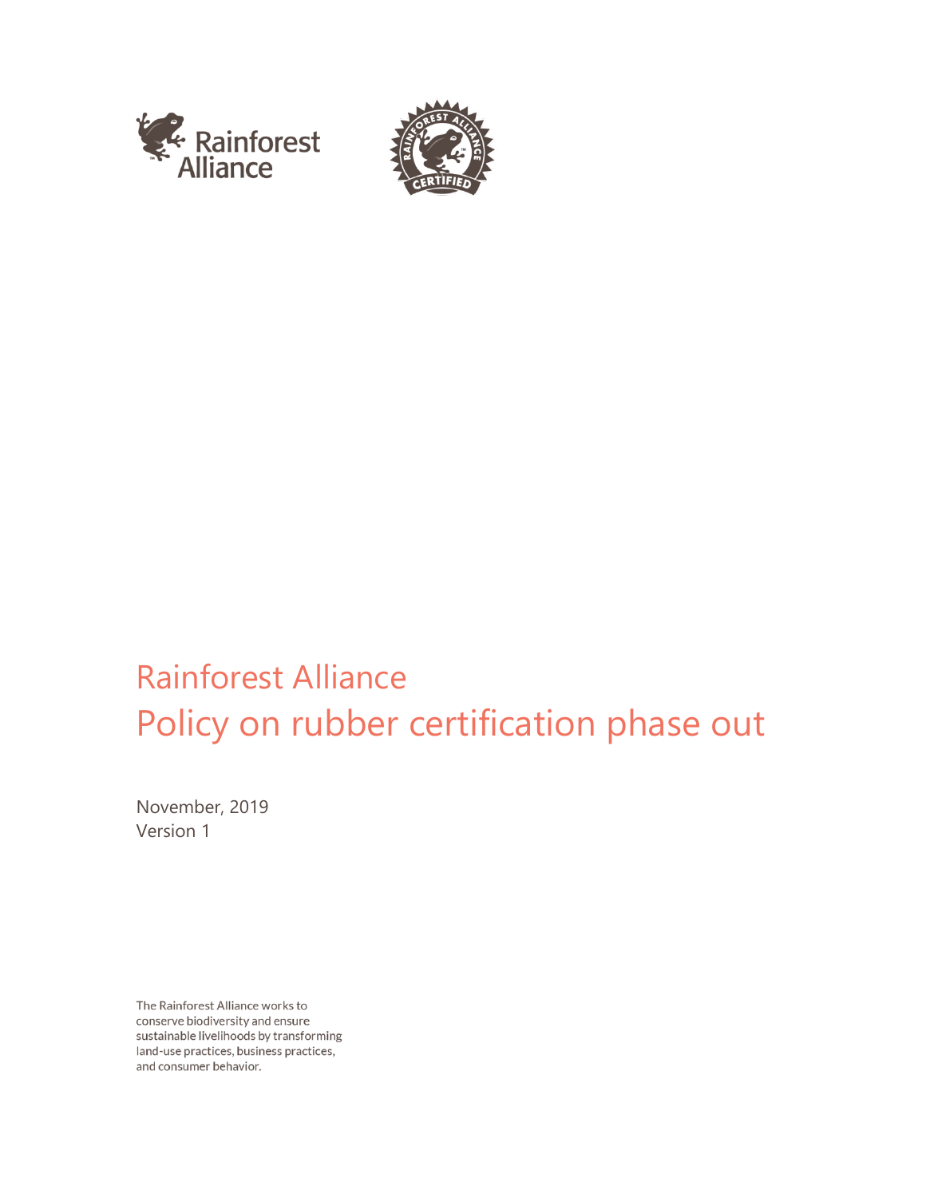# Rainforest Alliance
# Policy on rubber certification phase out

November, 2019
Version 1

The Rainforest Alliance works to conserve biodiversity and ensure sustainable livelihoods by transforming land-use practices, business practices, and consumer behavior.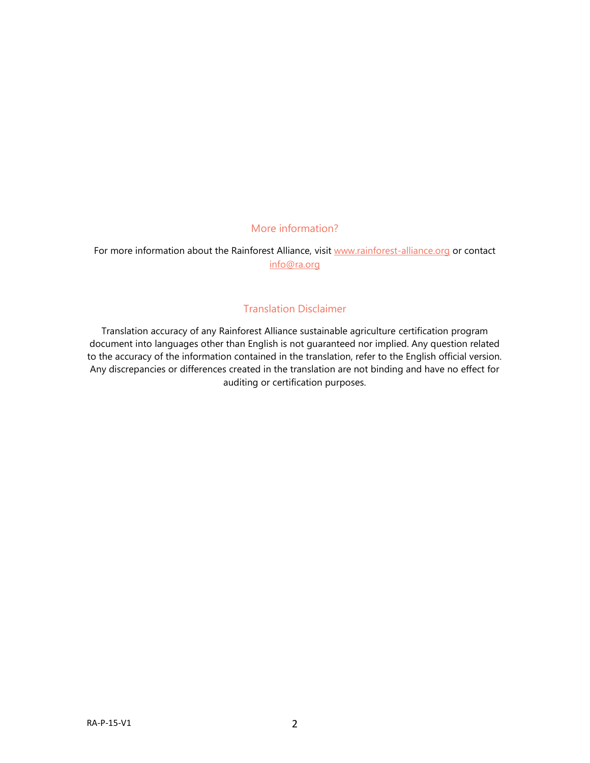## More information?

For more information about the Rainforest Alliance, visit [www.rainforest-alliance.org](http://www.rainforest-alliance.org) or contact [info@ra.org](mailto:info@ra.org)

## Translation Disclaimer

Translation accuracy of any Rainforest Alliance sustainable agriculture certification program document into languages other than English is not guaranteed nor implied. Any question related to the accuracy of the information contained in the translation, refer to the English official version. Any discrepancies or differences created in the translation are not binding and have no effect for auditing or certification purposes.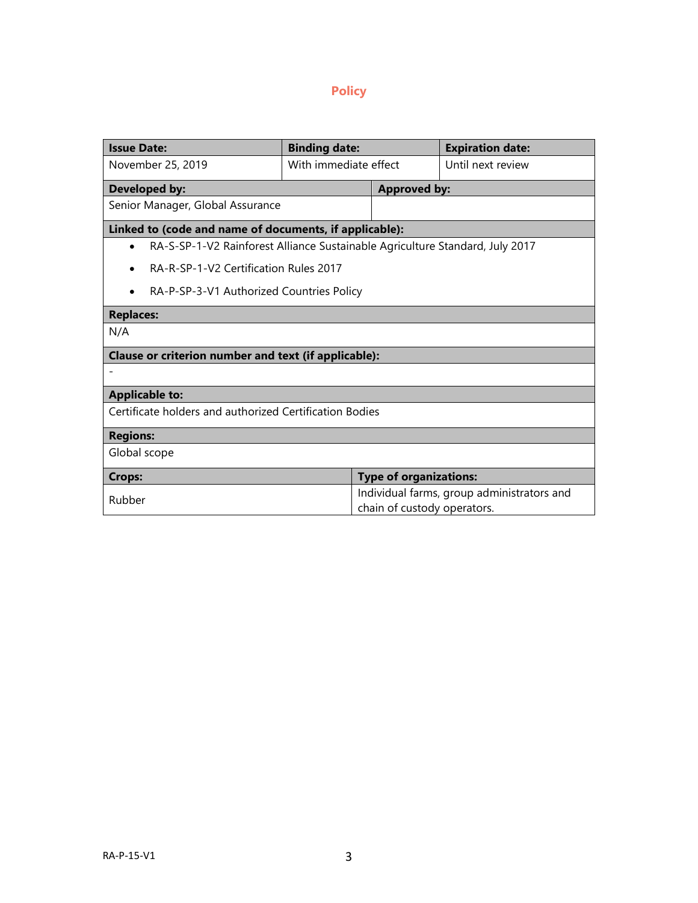## Policy

| Issue Date: | Binding date: | Expiration date: |
|---|---|---|
| November 25, 2019 | With immediate effect | Until next review |

| Developed by: | Approved by: |
|---|---|
| Senior Manager, Global Assurance | |

| Linked to (code and name of documents, if applicable): |
|---|
| • RA-S-SP-1-V2 Rainforest Alliance Sustainable Agriculture Standard, July 2017<br>• RA-R-SP-1-V2 Certification Rules 2017<br>• RA-P-SP-3-V1 Authorized Countries Policy |
| **Replaces:** |
| N/A |
| **Clause or criterion number and text (if applicable):** |
| - |
| **Applicable to:** |
| Certificate holders and authorized Certification Bodies |
| **Regions:** |
| Global scope |

| Crops: | Type of organizations: |
|---|---|
| Rubber | Individual farms, group administrators and chain of custody operators. |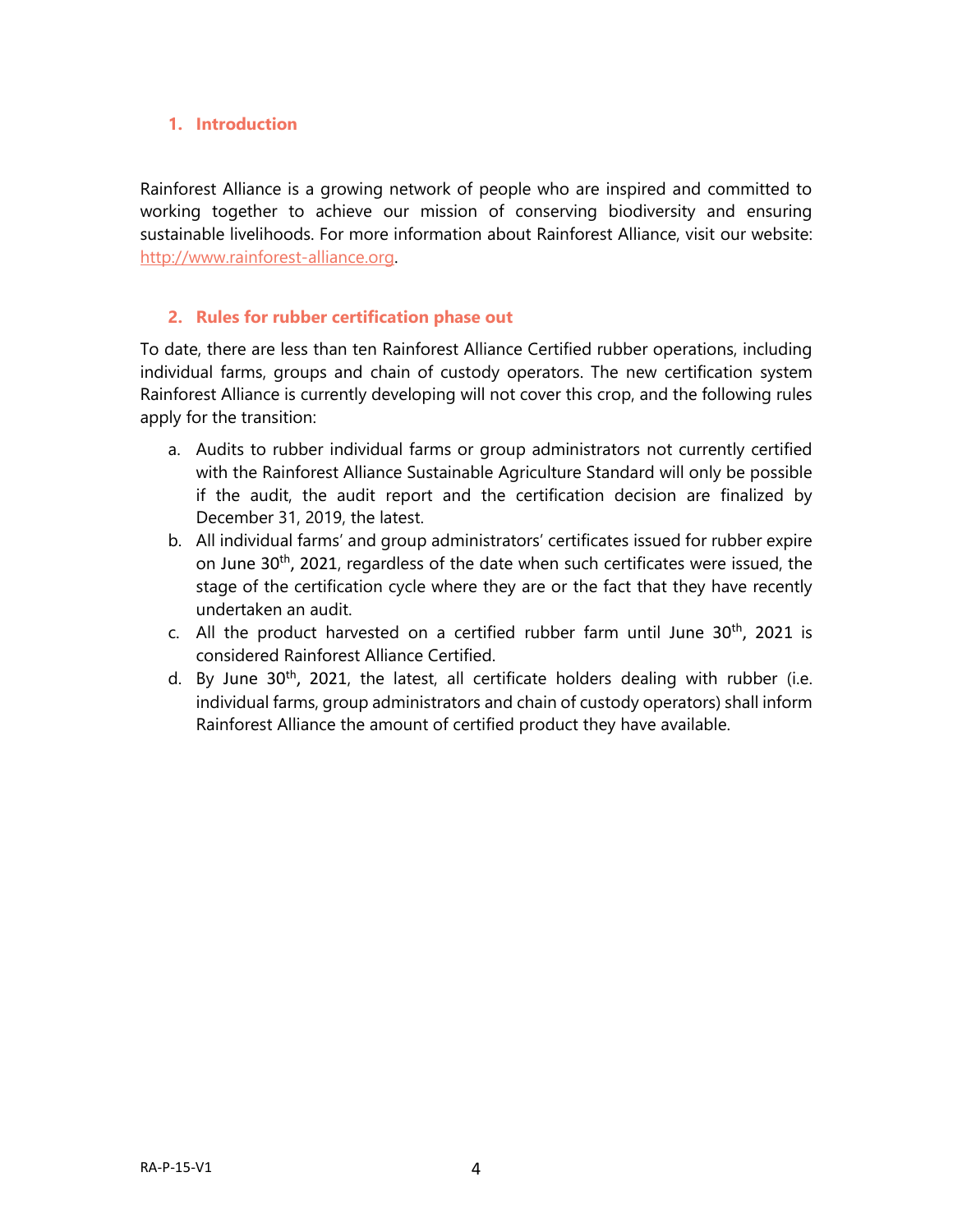## 1. Introduction

Rainforest Alliance is a growing network of people who are inspired and committed to working together to achieve our mission of conserving biodiversity and ensuring sustainable livelihoods. For more information about Rainforest Alliance, visit our website: [http://www.rainforest-alliance.org](http://www.rainforest-alliance.org).

## 2. Rules for rubber certification phase out

To date, there are less than ten Rainforest Alliance Certified rubber operations, including individual farms, groups and chain of custody operators. The new certification system Rainforest Alliance is currently developing will not cover this crop, and the following rules apply for the transition:

a. Audits to rubber individual farms or group administrators not currently certified with the Rainforest Alliance Sustainable Agriculture Standard will only be possible if the audit, the audit report and the certification decision are finalized by December 31, 2019, the latest.
b. All individual farms' and group administrators' certificates issued for rubber expire on June 30th, 2021, regardless of the date when such certificates were issued, the stage of the certification cycle where they are or the fact that they have recently undertaken an audit.
c. All the product harvested on a certified rubber farm until June 30th, 2021 is considered Rainforest Alliance Certified.
d. By June 30th, 2021, the latest, all certificate holders dealing with rubber (i.e. individual farms, group administrators and chain of custody operators) shall inform Rainforest Alliance the amount of certified product they have available.